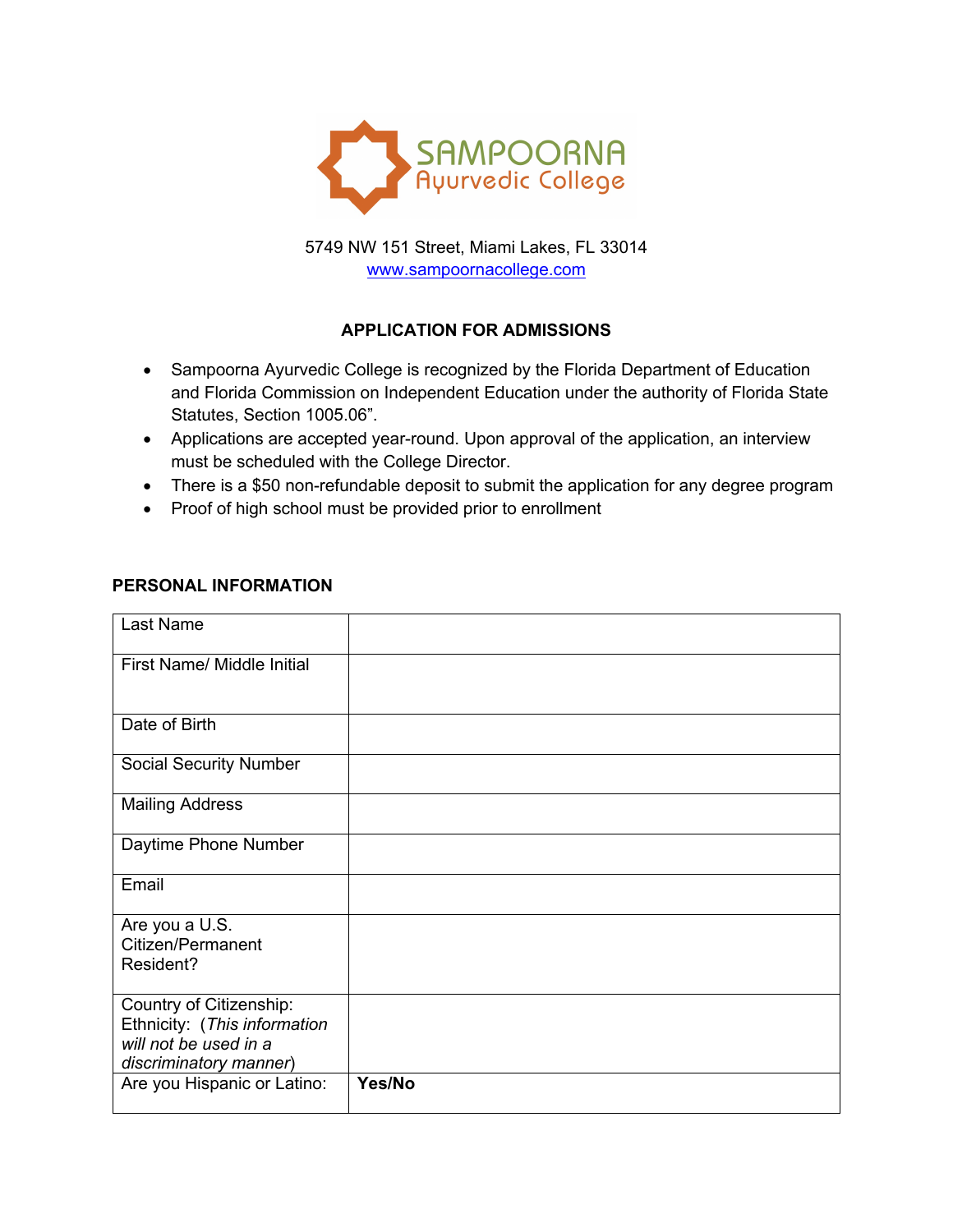SAMPOORNA
Ayurvedic College

5749 NW 151 Street, Miami Lakes, FL 33014
www.sampoornacollege.com

## APPLICATION FOR ADMISSIONS

- Sampoorna Ayurvedic College is recognized by the Florida Department of Education and Florida Commission on Independent Education under the authority of Florida State Statutes, Section 1005.06".
- Applications are accepted year-round. Upon approval of the application, an interview must be scheduled with the College Director.
- There is a $50 non-refundable deposit to submit the application for any degree program
- Proof of high school must be provided prior to enrollment

## PERSONAL INFORMATION

| | |
|---|---|
| Last Name | |
| First Name/ Middle Initial | |
| Date of Birth | |
| Social Security Number | |
| Mailing Address | |
| Daytime Phone Number | |
| Email | |
| Are you a U.S. Citizen/Permanent Resident? | |
| Country of Citizenship: Ethnicity: (*This information will not be used in a discriminatory manner*) | |
| Are you Hispanic or Latino: | **Yes/No** |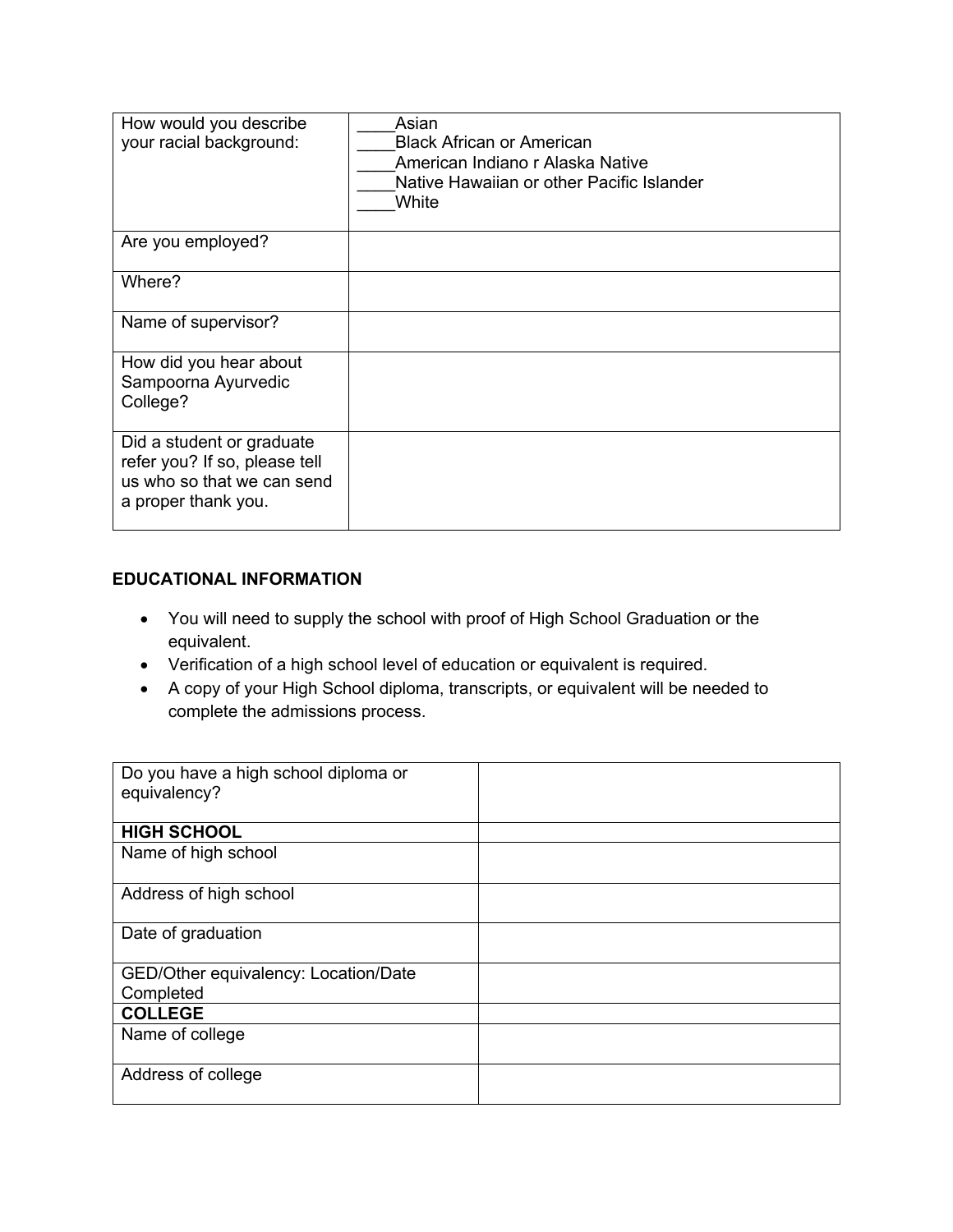| How would you describe your racial background: | ____Asian<br>____Black African or American<br>____American Indiano r Alaska Native<br>____Native Hawaiian or other Pacific Islander<br>____White |
|---|---|
| Are you employed? | |
| Where? | |
| Name of supervisor? | |
| How did you hear about Sampoorna Ayurvedic College? | |
| Did a student or graduate refer you? If so, please tell us who so that we can send a proper thank you. | |

**EDUCATIONAL INFORMATION**

- You will need to supply the school with proof of High School Graduation or the equivalent.
- Verification of a high school level of education or equivalent is required.
- A copy of your High School diploma, transcripts, or equivalent will be needed to complete the admissions process.

| Do you have a high school diploma or equivalency? | |
|---|---|
| **HIGH SCHOOL** | |
| Name of high school | |
| Address of high school | |
| Date of graduation | |
| GED/Other equivalency: Location/Date Completed | |
| **COLLEGE** | |
| Name of college | |
| Address of college | |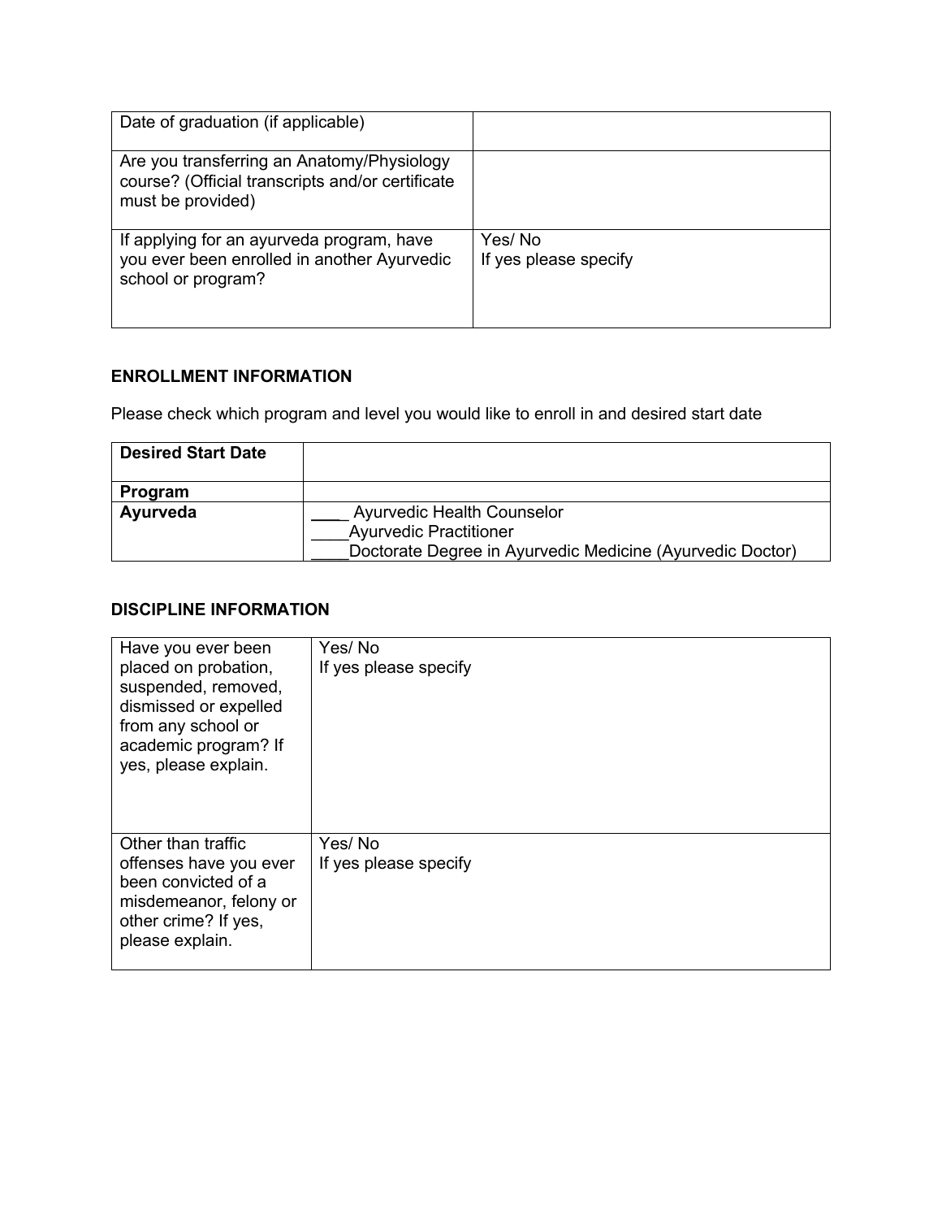| Date of graduation (if applicable) | |
|---|---|
| Are you transferring an Anatomy/Physiology course? (Official transcripts and/or certificate must be provided) | |
| If applying for an ayurveda program, have you ever been enrolled in another Ayurvedic school or program? | Yes/ No<br>If yes please specify |

### ENROLLMENT INFORMATION

Please check which program and level you would like to enroll in and desired start date

| **Desired Start Date** | |
|---|---|
| **Program** | |
| **Ayurveda** | ____ Ayurvedic Health Counselor<br>____Ayurvedic Practitioner<br>____Doctorate Degree in Ayurvedic Medicine (Ayurvedic Doctor) |

### DISCIPLINE INFORMATION

| Have you ever been placed on probation, suspended, removed, dismissed or expelled from any school or academic program? If yes, please explain. | Yes/ No<br>If yes please specify |
|---|---|
| Other than traffic offenses have you ever been convicted of a misdemeanor, felony or other crime? If yes, please explain. | Yes/ No<br>If yes please specify |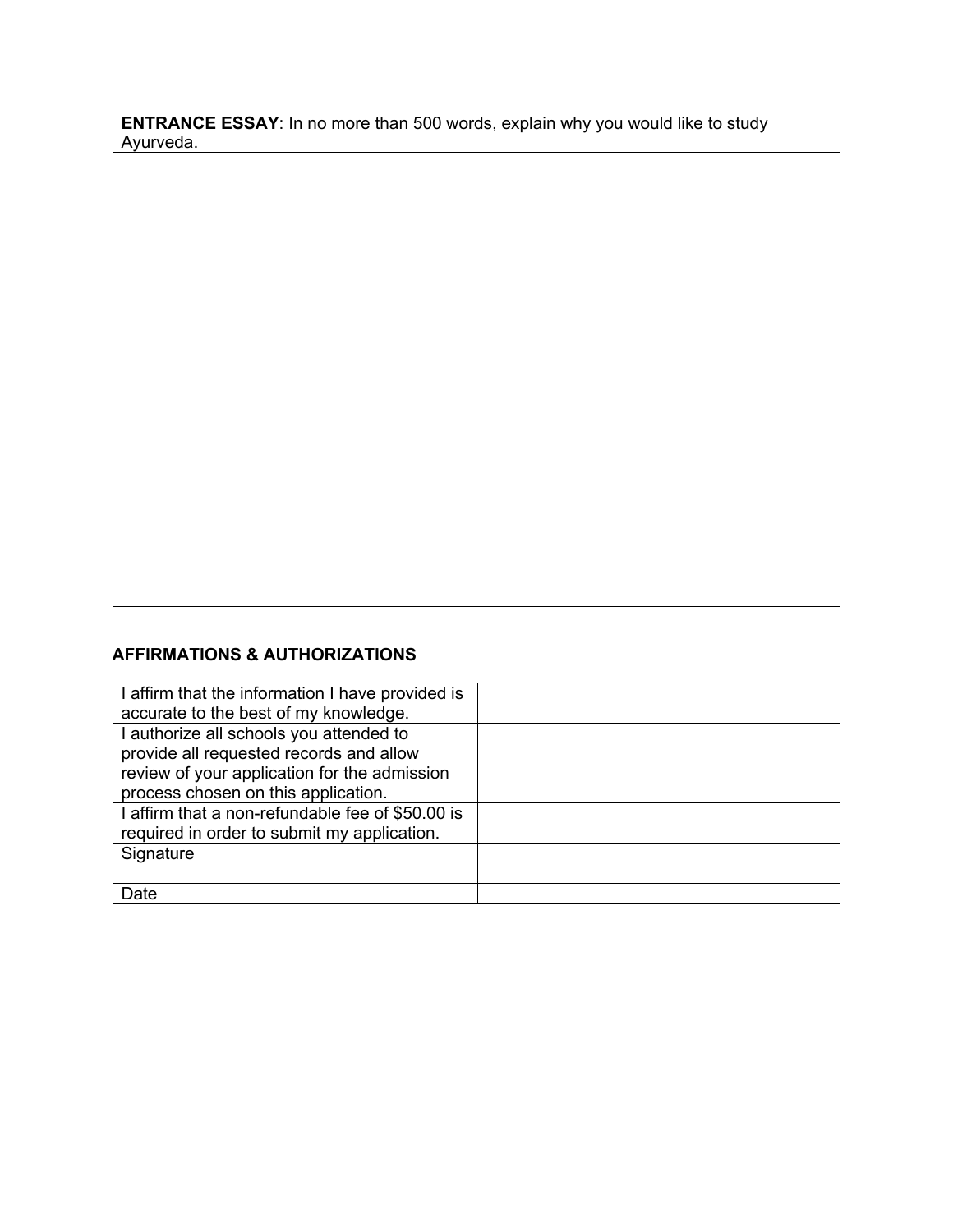| **ENTRANCE ESSAY**: In no more than 500 words, explain why you would like to study Ayurveda. |
| --- |
| |

## AFFIRMATIONS & AUTHORIZATIONS

| | |
| --- | --- |
| I affirm that the information I have provided is accurate to the best of my knowledge. | |
| I authorize all schools you attended to provide all requested records and allow review of your application for the admission process chosen on this application. | |
| I affirm that a non-refundable fee of $50.00 is required in order to submit my application. | |
| Signature | |
| Date | |